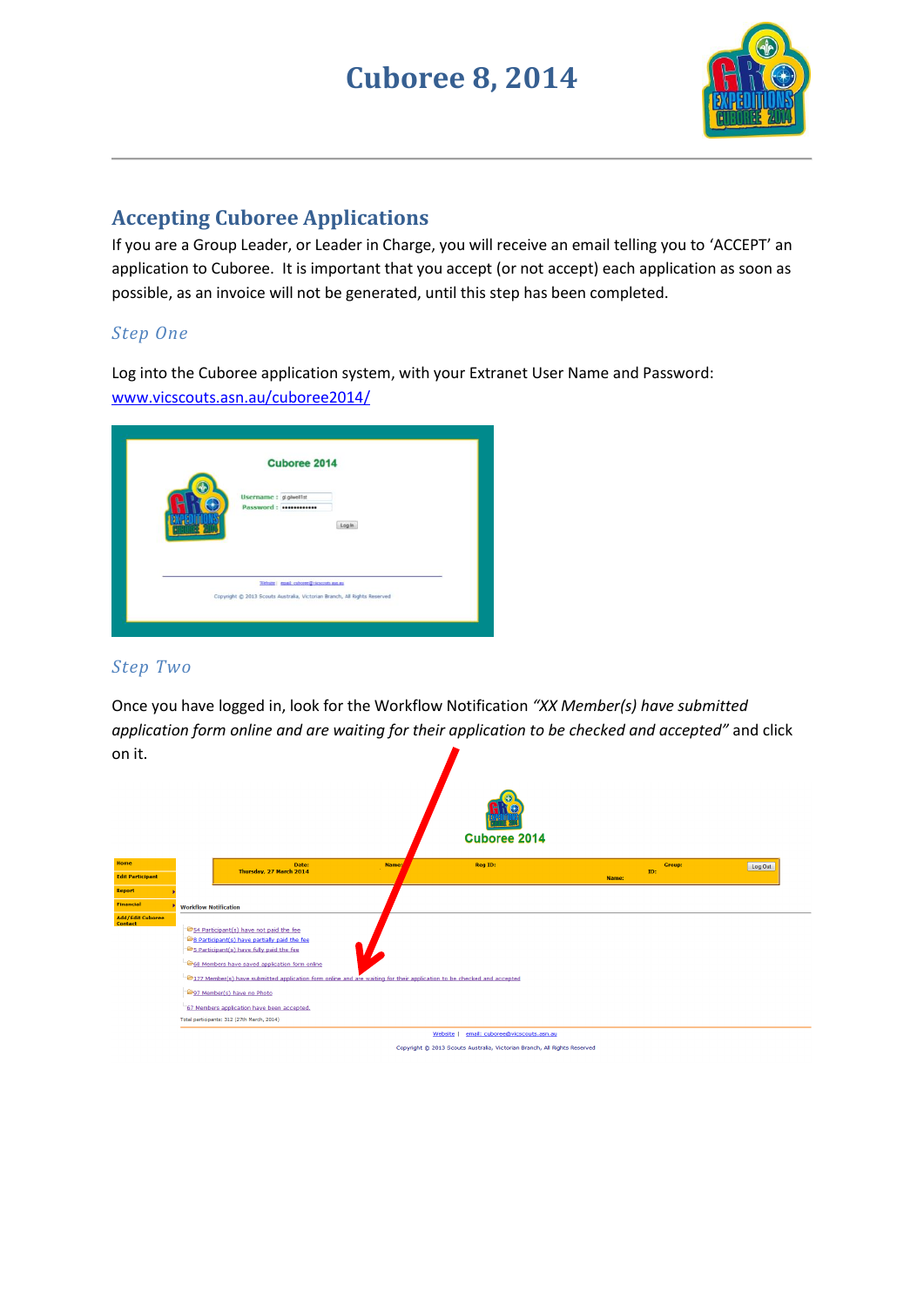// Cuboree 8, 2014

## Accepting Cuboree Applications

If you are a Group Leader, or Leader in Charge, you will receive an email telling you to 'ACCEPT' an application to Cuboree. It is important that you accept (or not accept) each application as soon as possible, as an invoice will not be generated, until this step has been completed.

### *Step One*

Log into the Cuboree application system, with your Extranet User Name and Password: [www.vicscouts.asn.au/cuboree2014/](www.vicscouts.asn.au/cuboree2014/)

### *Step Two*

Once you have logged in, look for the Workflow Notification *"XX Member(s) have submitted application form online and are waiting for their application to be checked and accepted"* and click on it.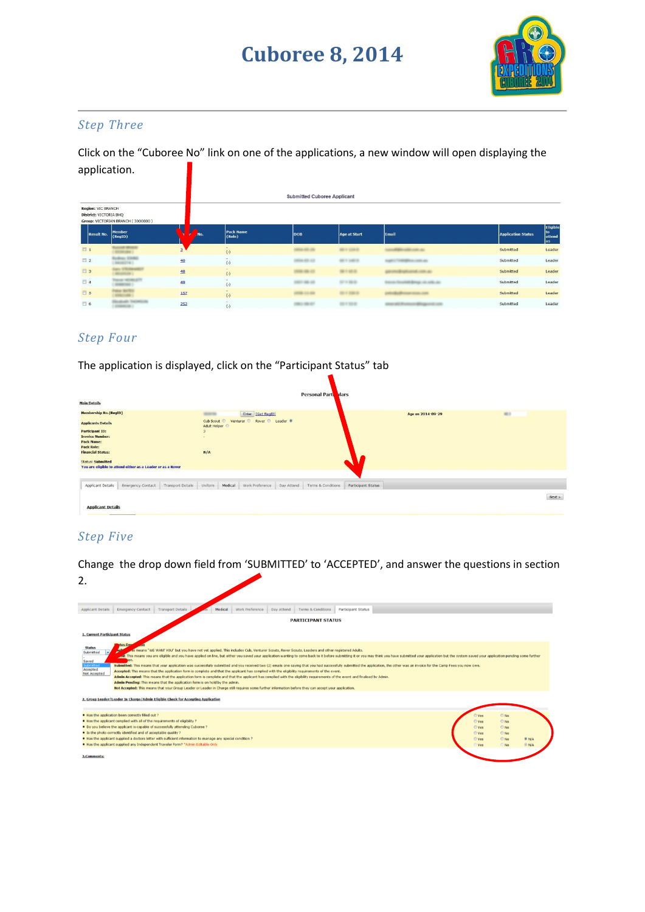# Cuboree 8, 2014

## Step Three

Click on the "Cuboree No" link on one of the applications, a new window will open displaying the application.

## Step Four

The application is displayed, click on the "Participant Status" tab

## Step Five

Change the drop down field from 'SUBMITTED' to 'ACCEPTED', and answer the questions in section 2.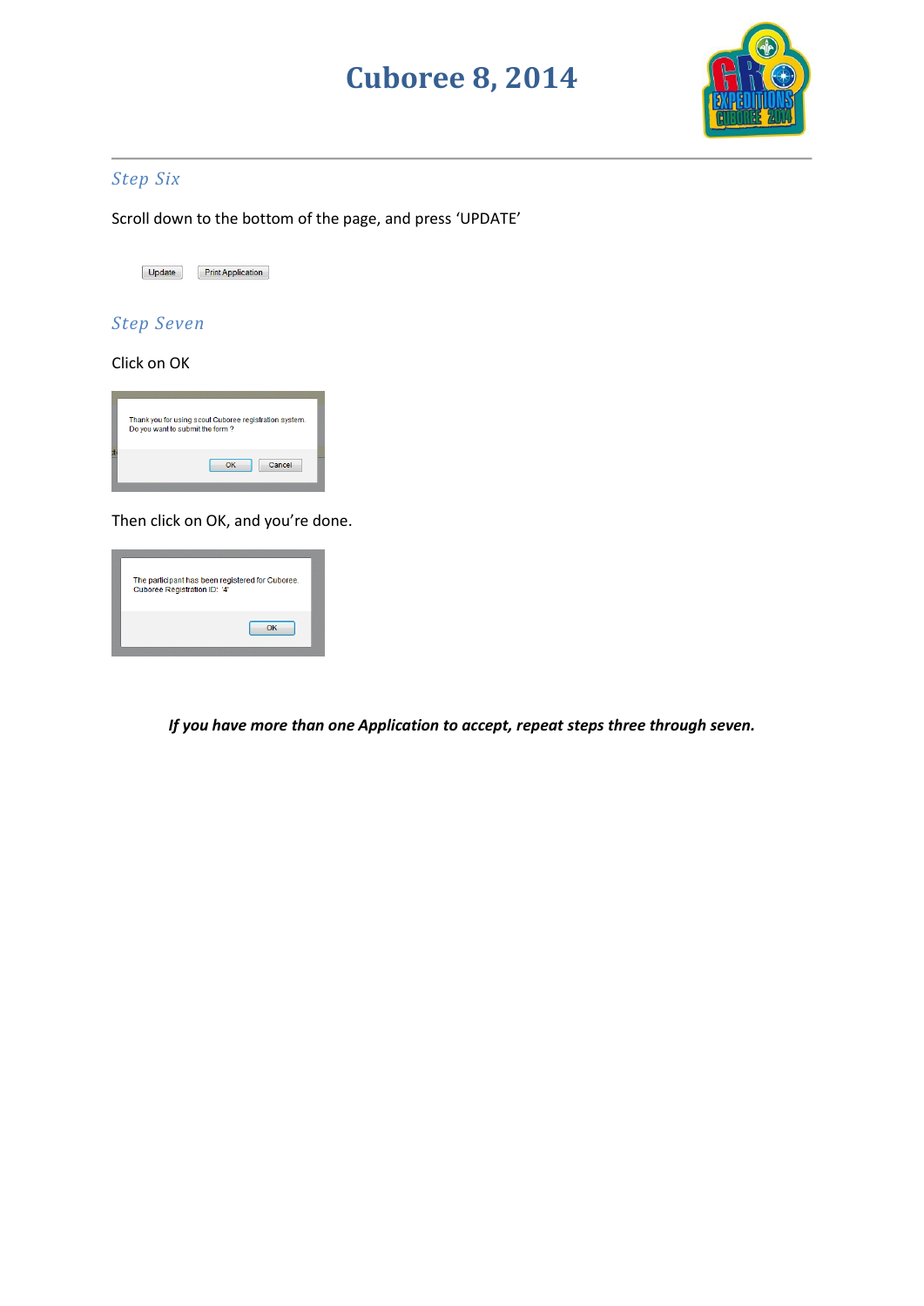## Step Six

Scroll down to the bottom of the page, and press 'UPDATE'

Update   Print Application

## Step Seven

Click on OK

Thank you for using scout Cuboree registration system. Do you want to submit the form ?

OK   Cancel

Then click on OK, and you're done.

The participant has been registered for Cuboree. Cuboree Registration ID: '4'

OK

***If you have more than one Application to accept, repeat steps three through seven.***